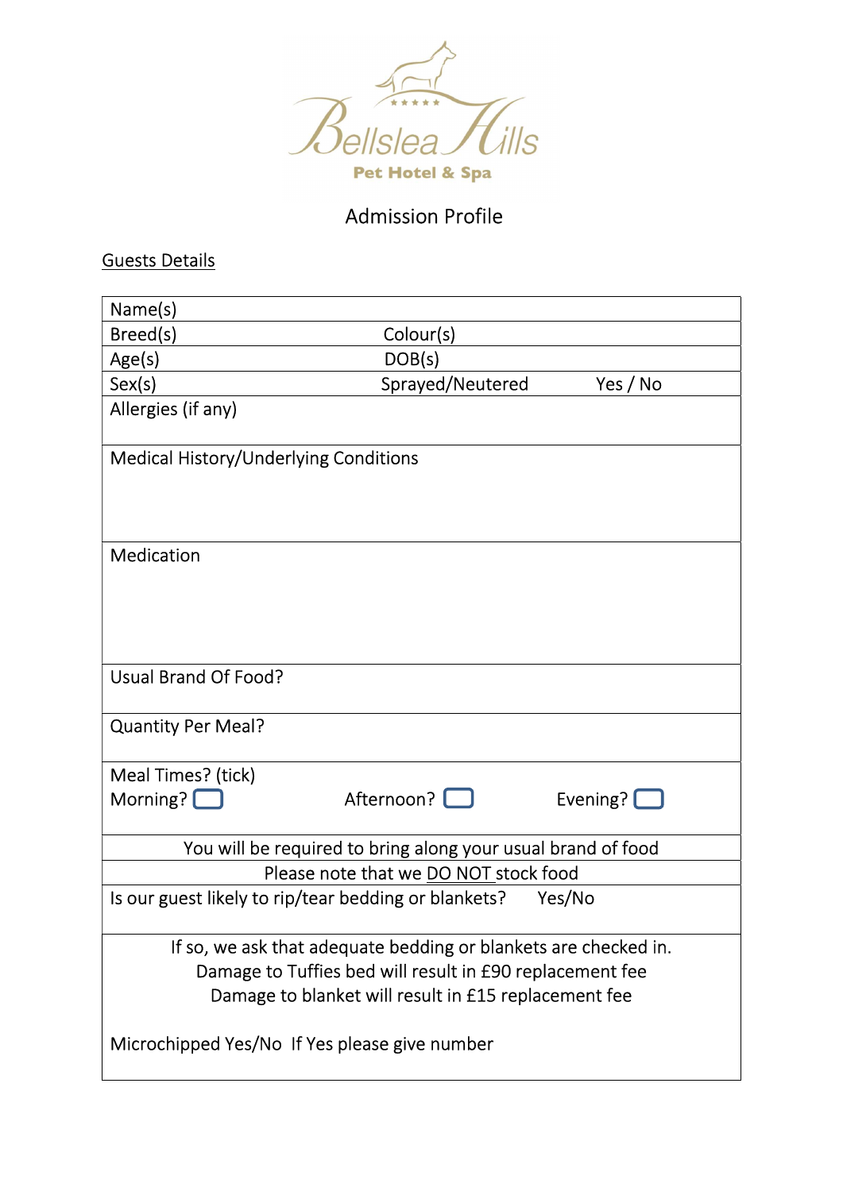# Bellslea Hills

**Pet Hotel & Spa**

## Admission Profile

<u>Guests Details</u>

| | | |
|---|---|---|
| Name(s) | | |
| Breed(s) | Colour(s) | |
| Age(s) | DOB(s) | |
| Sex(s) | Sprayed/Neutered | Yes / No |
| Allergies (if any) | | |
| Medical History/Underlying Conditions | | |
| Medication | | |
| Usual Brand Of Food? | | |
| Quantity Per Meal? | | |
| Meal Times? (tick)<br>Morning? ☐ | Afternoon? ☐ | Evening? ☐ |
| You will be required to bring along your usual brand of food | | |
| Please note that we <u>DO NOT</u> stock food | | |
| Is our guest likely to rip/tear bedding or blankets? Yes/No | | |
| If so, we ask that adequate bedding or blankets are checked in.<br>Damage to Tuffies bed will result in £90 replacement fee<br>Damage to blanket will result in £15 replacement fee<br><br>Microchipped Yes/No If Yes please give number | | |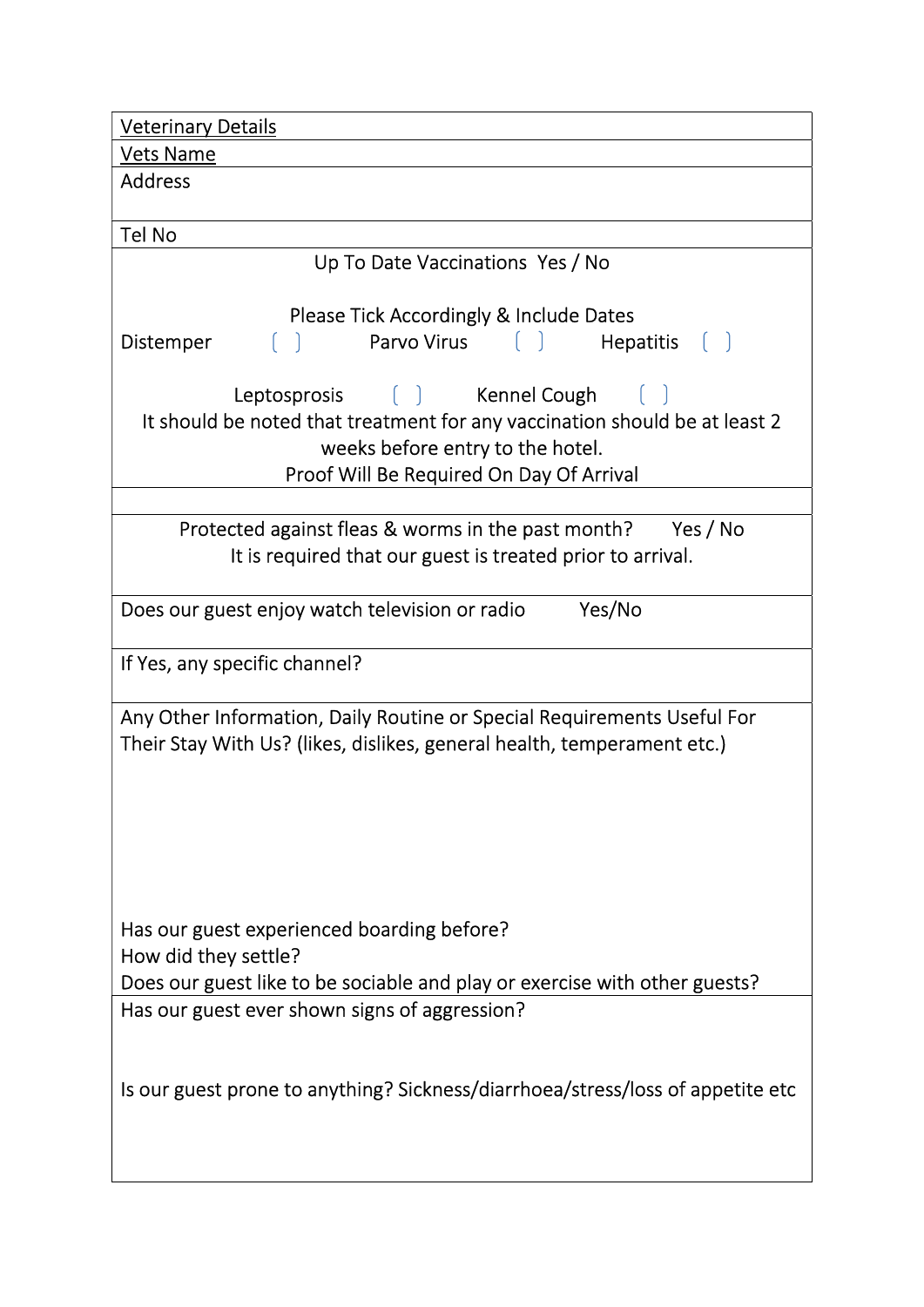| Veterinary Details |
|---|
| Vets Name |
| Address |
| Tel No |
| Up To Date Vaccinations  Yes / No<br><br>Please Tick Accordingly & Include Dates<br>Distemper ( ) Parvo Virus ( ) Hepatitis ( )<br><br>Leptosprosis ( ) Kennel Cough ( )<br>It should be noted that treatment for any vaccination should be at least 2 weeks before entry to the hotel.<br>Proof Will Be Required On Day Of Arrival |
| |
| Protected against fleas & worms in the past month?  Yes / No<br>It is required that our guest is treated prior to arrival. |
| Does our guest enjoy watch television or radio  Yes/No |
| If Yes, any specific channel? |
| Any Other Information, Daily Routine or Special Requirements Useful For Their Stay With Us? (likes, dislikes, general health, temperament etc.)<br><br><br><br>Has our guest experienced boarding before?<br>How did they settle?<br>Does our guest like to be sociable and play or exercise with other guests? |
| Has our guest ever shown signs of aggression?<br><br><br>Is our guest prone to anything? Sickness/diarrhoea/stress/loss of appetite etc |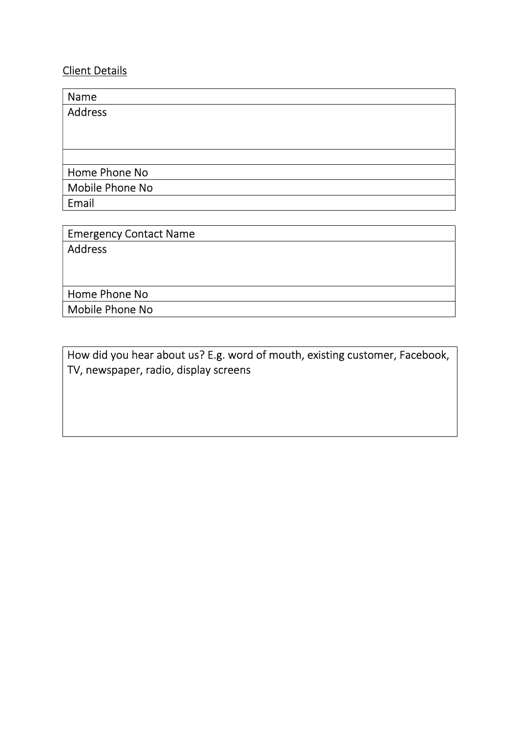Client Details

| Name |
|---|
| Address |
| |
| Home Phone No |
| Mobile Phone No |
| Email |

| Emergency Contact Name |
|---|
| Address |
| Home Phone No |
| Mobile Phone No |

| How did you hear about us? E.g. word of mouth, existing customer, Facebook, TV, newspaper, radio, display screens |
|---|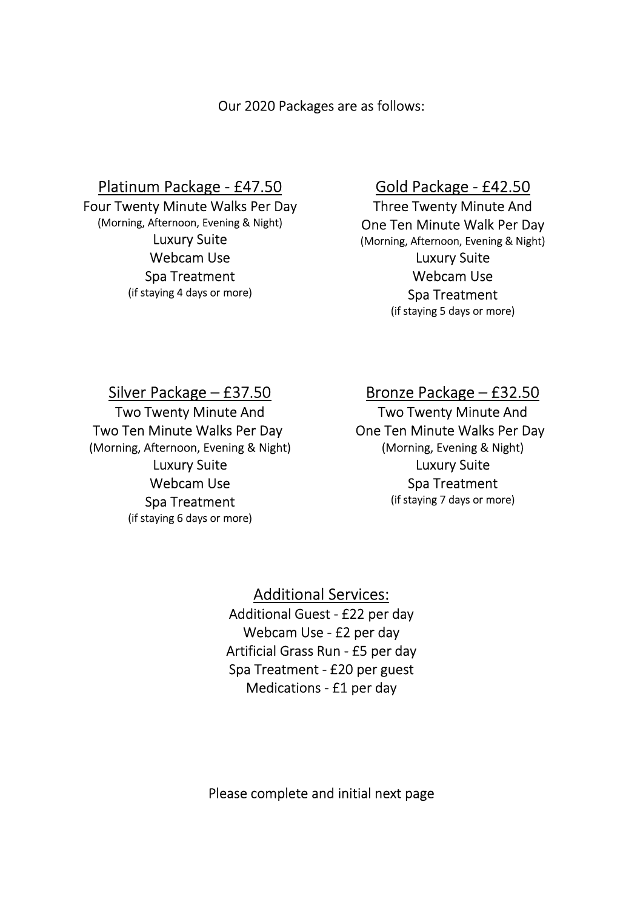Our 2020 Packages are as follows:

## Platinum Package - £47.50

Four Twenty Minute Walks Per Day
(Morning, Afternoon, Evening & Night)
Luxury Suite
Webcam Use
Spa Treatment
(if staying 4 days or more)

## Gold Package - £42.50

Three Twenty Minute And
One Ten Minute Walk Per Day
(Morning, Afternoon, Evening & Night)
Luxury Suite
Webcam Use
Spa Treatment
(if staying 5 days or more)

## Silver Package – £37.50

Two Twenty Minute And
Two Ten Minute Walks Per Day
(Morning, Afternoon, Evening & Night)
Luxury Suite
Webcam Use
Spa Treatment
(if staying 6 days or more)

## Bronze Package – £32.50

Two Twenty Minute And
One Ten Minute Walks Per Day
(Morning, Evening & Night)
Luxury Suite
Spa Treatment
(if staying 7 days or more)

## Additional Services:

Additional Guest - £22 per day
Webcam Use - £2 per day
Artificial Grass Run - £5 per day
Spa Treatment - £20 per guest
Medications - £1 per day

Please complete and initial next page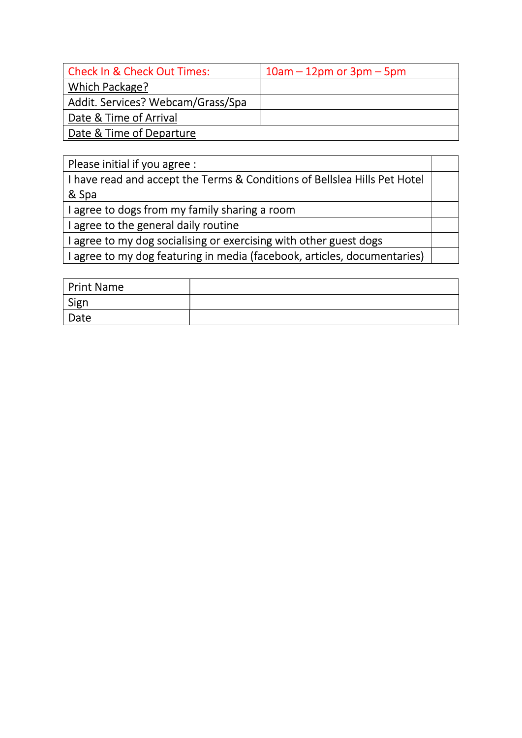| | |
|---|---|
| Check In & Check Out Times: | 10am – 12pm or 3pm – 5pm |
| Which Package? | |
| Addit. Services? Webcam/Grass/Spa | |
| Date & Time of Arrival | |
| Date & Time of Departure | |

| | |
|---|---|
| Please initial if you agree : | |
| I have read and accept the Terms & Conditions of Bellslea Hills Pet Hotel & Spa | |
| I agree to dogs from my family sharing a room | |
| I agree to the general daily routine | |
| I agree to my dog socialising or exercising with other guest dogs | |
| I agree to my dog featuring in media (facebook, articles, documentaries) | |

| | |
|---|---|
| Print Name | |
| Sign | |
| Date | |